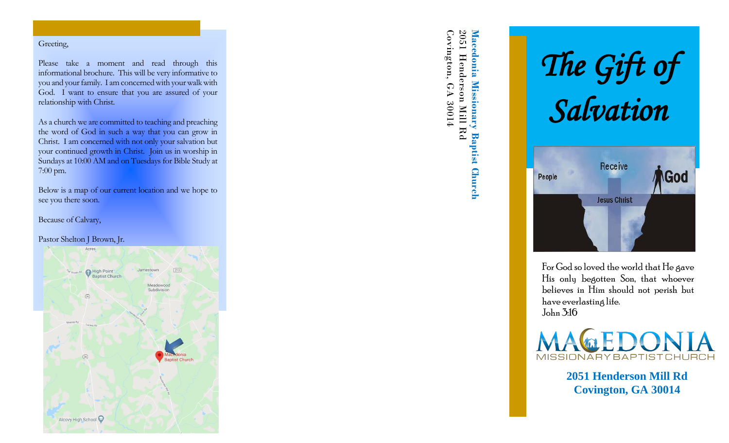Greeting,

Please take a moment and read through this informational brochure. This will be very informative to you and your family. I am concerned with your walk with God. I want to ensure that you are assured of your relationship with Christ.

As a church we are committed to teaching and preaching the word of God in such a way that you can grow in Christ. I am concerned with not only your salvation but your continued growth in Christ. Join us in worship in Sundays at 10:00 AM and on Tuesdays for Bible Study at 7:00 pm.

Below is a map of our current location and we hope to see you there soon.

Because of Calvary,

Pastor Shelton J Brown, Jr.

**Macedonia Missionary Baptist Church**
2051 Henderson Mill Rd
Covington, GA 30014

# *The Gift of Salvation*

For God so loved the world that He gave His only begotten Son, that whoever believes in Him should not perish but have everlasting life.
John 3:16

MACEDONIA
MISSIONARY BAPTIST CHURCH

**2051 Henderson Mill Rd**
**Covington, GA 30014**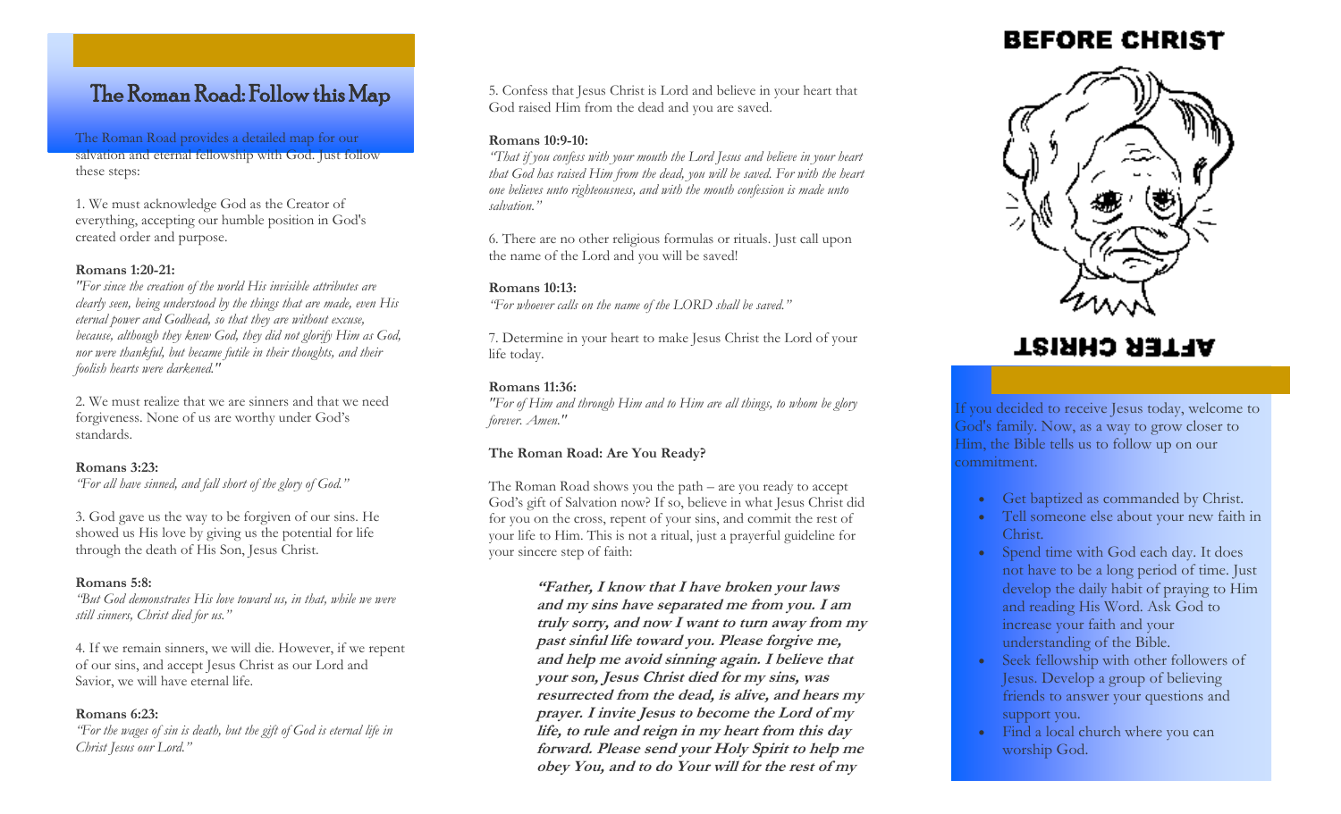# The Roman Road: Follow this Map

The Roman Road provides a detailed map for our salvation and eternal fellowship with God. Just follow these steps:

1. We must acknowledge God as the Creator of everything, accepting our humble position in God's created order and purpose.

**Romans 1:20-21:**
*"For since the creation of the world His invisible attributes are clearly seen, being understood by the things that are made, even His eternal power and Godhead, so that they are without excuse, because, although they knew God, they did not glorify Him as God, nor were thankful, but became futile in their thoughts, and their foolish hearts were darkened."*

2. We must realize that we are sinners and that we need forgiveness. None of us are worthy under God's standards.

**Romans 3:23:**
*"For all have sinned, and fall short of the glory of God."*

3. God gave us the way to be forgiven of our sins. He showed us His love by giving us the potential for life through the death of His Son, Jesus Christ.

**Romans 5:8:**
*"But God demonstrates His love toward us, in that, while we were still sinners, Christ died for us."*

4. If we remain sinners, we will die. However, if we repent of our sins, and accept Jesus Christ as our Lord and Savior, we will have eternal life.

**Romans 6:23:**
*"For the wages of sin is death, but the gift of God is eternal life in Christ Jesus our Lord."*

5. Confess that Jesus Christ is Lord and believe in your heart that God raised Him from the dead and you are saved.

**Romans 10:9-10:**
*"That if you confess with your mouth the Lord Jesus and believe in your heart that God has raised Him from the dead, you will be saved. For with the heart one believes unto righteousness, and with the mouth confession is made unto salvation."*

6. There are no other religious formulas or rituals. Just call upon the name of the Lord and you will be saved!

**Romans 10:13:**
*"For whoever calls on the name of the LORD shall be saved."*

7. Determine in your heart to make Jesus Christ the Lord of your life today.

**Romans 11:36:**
*"For of Him and through Him and to Him are all things, to whom be glory forever. Amen."*

**The Roman Road: Are You Ready?**

The Roman Road shows you the path – are you ready to accept God's gift of Salvation now? If so, believe in what Jesus Christ did for you on the cross, repent of your sins, and commit the rest of your life to Him. This is not a ritual, just a prayerful guideline for your sincere step of faith:

> **"Father, I know that I have broken your laws and my sins have separated me from you. I am truly sorry, and now I want to turn away from my past sinful life toward you. Please forgive me, and help me avoid sinning again. I believe that your son, Jesus Christ died for my sins, was resurrected from the dead, is alive, and hears my prayer. I invite Jesus to become the Lord of my life, to rule and reign in my heart from this day forward. Please send your Holy Spirit to help me obey You, and to do Your will for the rest of my**

BEFORE CHRIST

AFTER CHRIST

If you decided to receive Jesus today, welcome to God's family. Now, as a way to grow closer to Him, the Bible tells us to follow up on our commitment.

- Get baptized as commanded by Christ.
- Tell someone else about your new faith in Christ.
- Spend time with God each day. It does not have to be a long period of time. Just develop the daily habit of praying to Him and reading His Word. Ask God to increase your faith and your understanding of the Bible.
- Seek fellowship with other followers of Jesus. Develop a group of believing friends to answer your questions and support you.
- Find a local church where you can worship God.